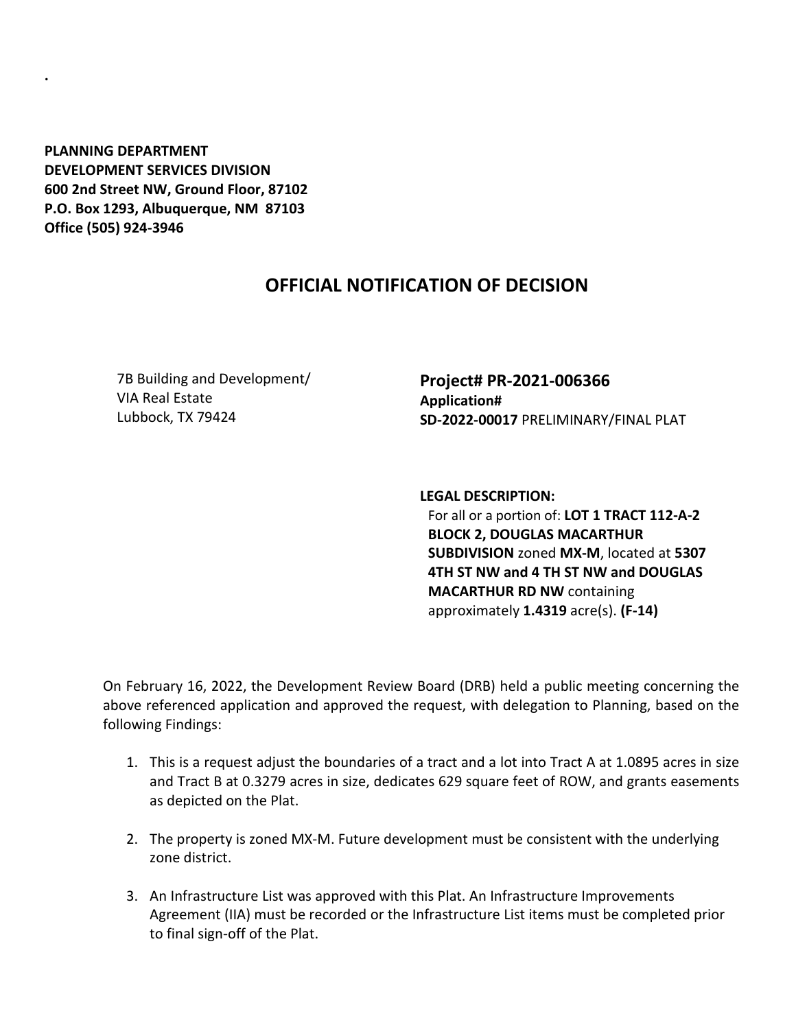.

**PLANNING DEPARTMENT**
**DEVELOPMENT SERVICES DIVISION**
**600 2nd Street NW, Ground Floor, 87102**
**P.O. Box 1293, Albuquerque, NM 87103**
**Office (505) 924-3946**

# OFFICIAL NOTIFICATION OF DECISION

7B Building and Development/
VIA Real Estate
Lubbock, TX 79424

**Project# PR-2021-006366**
**Application#**
**SD-2022-00017** PRELIMINARY/FINAL PLAT

**LEGAL DESCRIPTION:**
For all or a portion of: **LOT 1 TRACT 112-A-2 BLOCK 2, DOUGLAS MACARTHUR SUBDIVISION** zoned **MX-M**, located at **5307 4TH ST NW and 4 TH ST NW and DOUGLAS MACARTHUR RD NW** containing approximately **1.4319** acre(s). **(F-14)**

On February 16, 2022, the Development Review Board (DRB) held a public meeting concerning the above referenced application and approved the request, with delegation to Planning, based on the following Findings:

1. This is a request adjust the boundaries of a tract and a lot into Tract A at 1.0895 acres in size and Tract B at 0.3279 acres in size, dedicates 629 square feet of ROW, and grants easements as depicted on the Plat.

2. The property is zoned MX-M. Future development must be consistent with the underlying zone district.

3. An Infrastructure List was approved with this Plat. An Infrastructure Improvements Agreement (IIA) must be recorded or the Infrastructure List items must be completed prior to final sign-off of the Plat.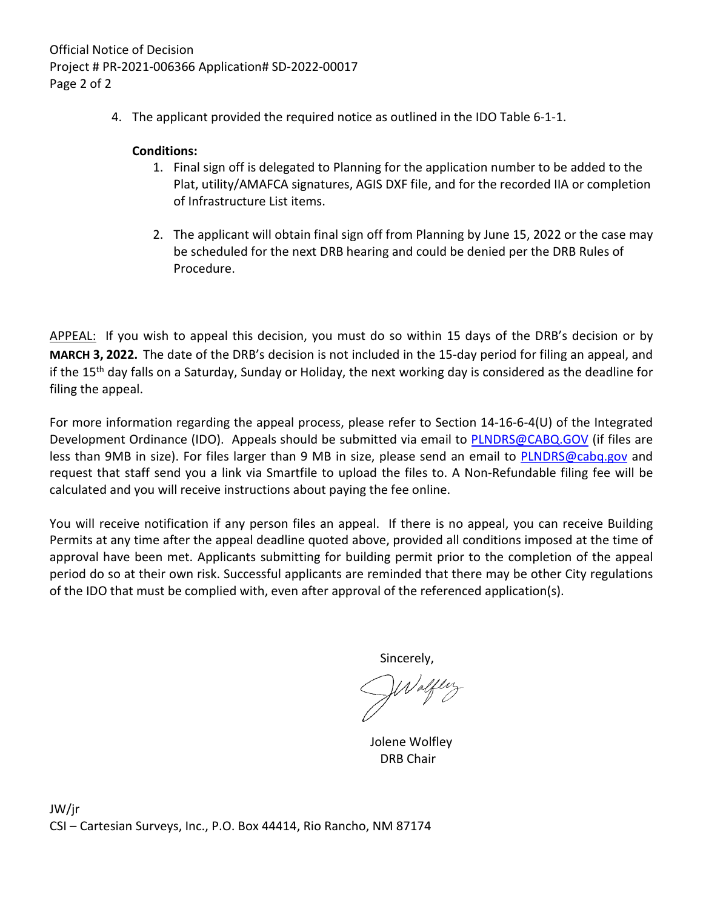4. The applicant provided the required notice as outlined in the IDO Table 6-1-1.

**Conditions:**

1. Final sign off is delegated to Planning for the application number to be added to the Plat, utility/AMAFCA signatures, AGIS DXF file, and for the recorded IIA or completion of Infrastructure List items.

2. The applicant will obtain final sign off from Planning by June 15, 2022 or the case may be scheduled for the next DRB hearing and could be denied per the DRB Rules of Procedure.

APPEAL: If you wish to appeal this decision, you must do so within 15 days of the DRB's decision or by **MARCH 3, 2022.** The date of the DRB's decision is not included in the 15-day period for filing an appeal, and if the 15th day falls on a Saturday, Sunday or Holiday, the next working day is considered as the deadline for filing the appeal.

For more information regarding the appeal process, please refer to Section 14-16-6-4(U) of the Integrated Development Ordinance (IDO). Appeals should be submitted via email to PLNDRS@CABQ.GOV (if files are less than 9MB in size). For files larger than 9 MB in size, please send an email to PLNDRS@cabq.gov and request that staff send you a link via Smartfile to upload the files to. A Non-Refundable filing fee will be calculated and you will receive instructions about paying the fee online.

You will receive notification if any person files an appeal. If there is no appeal, you can receive Building Permits at any time after the appeal deadline quoted above, provided all conditions imposed at the time of approval have been met. Applicants submitting for building permit prior to the completion of the appeal period do so at their own risk. Successful applicants are reminded that there may be other City regulations of the IDO that must be complied with, even after approval of the referenced application(s).

Sincerely,

Jolene Wolfley
DRB Chair

JW/jr
CSI – Cartesian Surveys, Inc., P.O. Box 44414, Rio Rancho, NM 87174